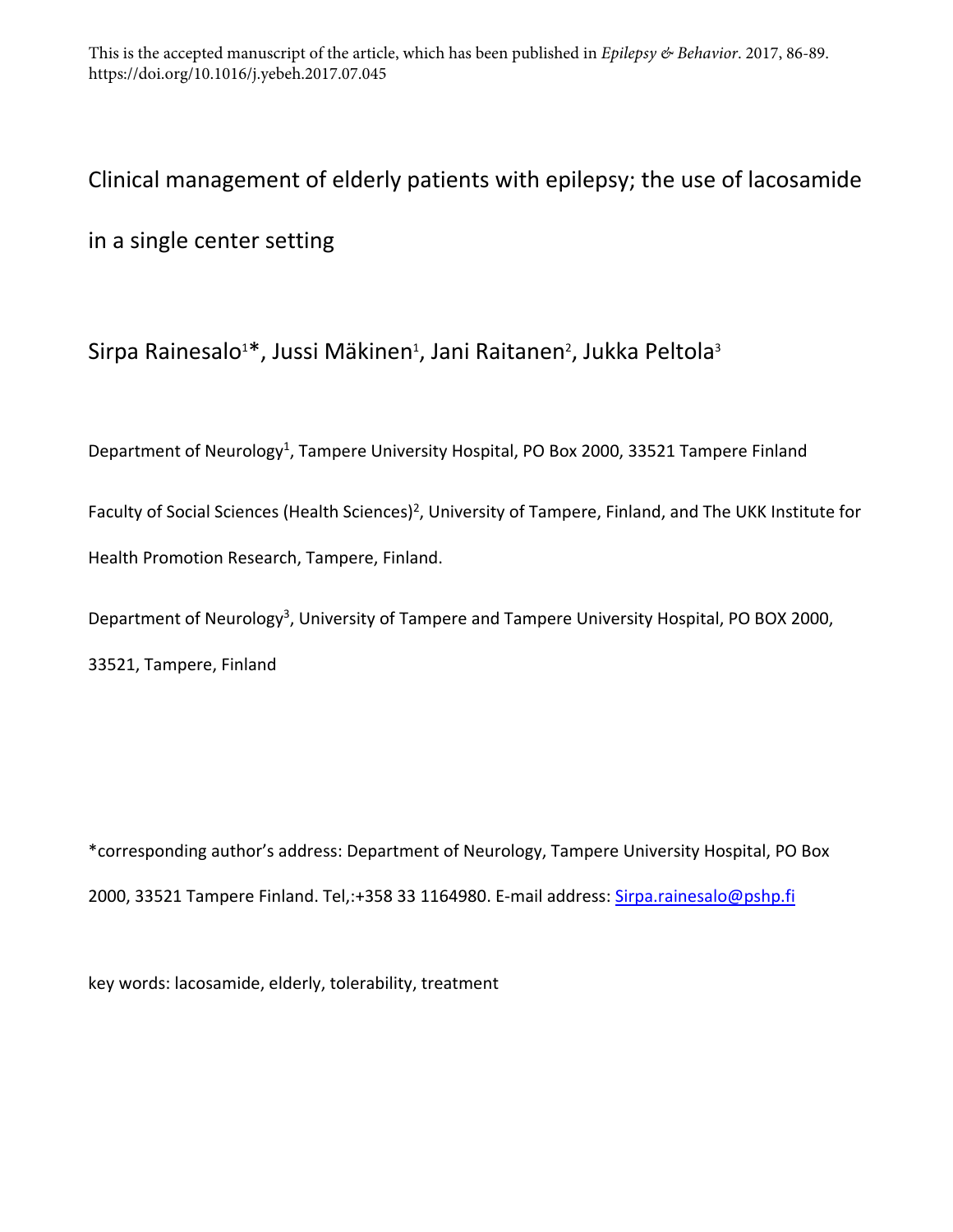This is the accepted manuscript of the article, which has been published in *Epilepsy & Behavior*. 2017, 86-89. https://doi.org/10.1016/j.yebeh.2017.07.045

# Clinical management of elderly patients with epilepsy; the use of lacosamide in a single center setting

Sirpa Rainesalo[1]*, Jussi Mäkinen[1], Jani Raitanen[2], Jukka Peltola[3]

Department of Neurology[1], Tampere University Hospital, PO Box 2000, 33521 Tampere Finland

Faculty of Social Sciences (Health Sciences)[2], University of Tampere, Finland, and The UKK Institute for Health Promotion Research, Tampere, Finland.

Department of Neurology[3], University of Tampere and Tampere University Hospital, PO BOX 2000, 33521, Tampere, Finland

*corresponding author's address: Department of Neurology, Tampere University Hospital, PO Box 2000, 33521 Tampere Finland. Tel,:+358 33 1164980. E-mail address: Sirpa.rainesalo@pshp.fi

key words: lacosamide, elderly, tolerability, treatment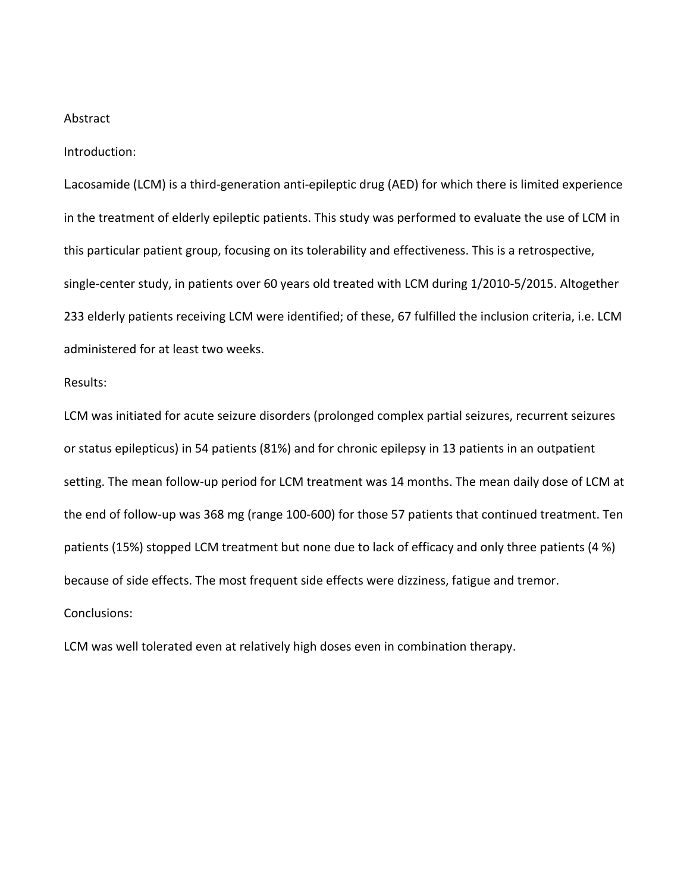## Abstract

### Introduction:

Lacosamide (LCM) is a third-generation anti-epileptic drug (AED) for which there is limited experience in the treatment of elderly epileptic patients. This study was performed to evaluate the use of LCM in this particular patient group, focusing on its tolerability and effectiveness. This is a retrospective, single-center study, in patients over 60 years old treated with LCM during 1/2010-5/2015. Altogether 233 elderly patients receiving LCM were identified; of these, 67 fulfilled the inclusion criteria, i.e. LCM administered for at least two weeks.

### Results:

LCM was initiated for acute seizure disorders (prolonged complex partial seizures, recurrent seizures or status epilepticus) in 54 patients (81%) and for chronic epilepsy in 13 patients in an outpatient setting. The mean follow-up period for LCM treatment was 14 months. The mean daily dose of LCM at the end of follow-up was 368 mg (range 100-600) for those 57 patients that continued treatment. Ten patients (15%) stopped LCM treatment but none due to lack of efficacy and only three patients (4 %) because of side effects. The most frequent side effects were dizziness, fatigue and tremor.

### Conclusions:

LCM was well tolerated even at relatively high doses even in combination therapy.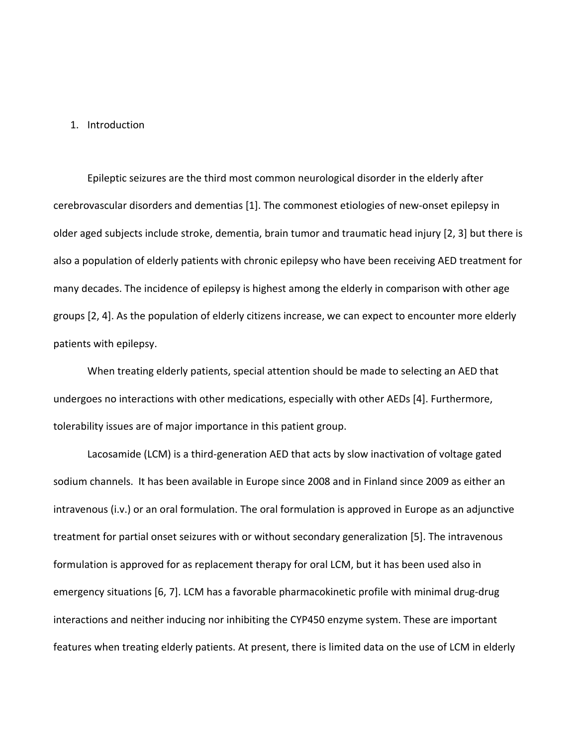## 1. Introduction

Epileptic seizures are the third most common neurological disorder in the elderly after cerebrovascular disorders and dementias [1]. The commonest etiologies of new-onset epilepsy in older aged subjects include stroke, dementia, brain tumor and traumatic head injury [2, 3] but there is also a population of elderly patients with chronic epilepsy who have been receiving AED treatment for many decades. The incidence of epilepsy is highest among the elderly in comparison with other age groups [2, 4]. As the population of elderly citizens increase, we can expect to encounter more elderly patients with epilepsy.

When treating elderly patients, special attention should be made to selecting an AED that undergoes no interactions with other medications, especially with other AEDs [4]. Furthermore, tolerability issues are of major importance in this patient group.

Lacosamide (LCM) is a third-generation AED that acts by slow inactivation of voltage gated sodium channels. It has been available in Europe since 2008 and in Finland since 2009 as either an intravenous (i.v.) or an oral formulation. The oral formulation is approved in Europe as an adjunctive treatment for partial onset seizures with or without secondary generalization [5]. The intravenous formulation is approved for as replacement therapy for oral LCM, but it has been used also in emergency situations [6, 7]. LCM has a favorable pharmacokinetic profile with minimal drug-drug interactions and neither inducing nor inhibiting the CYP450 enzyme system. These are important features when treating elderly patients. At present, there is limited data on the use of LCM in elderly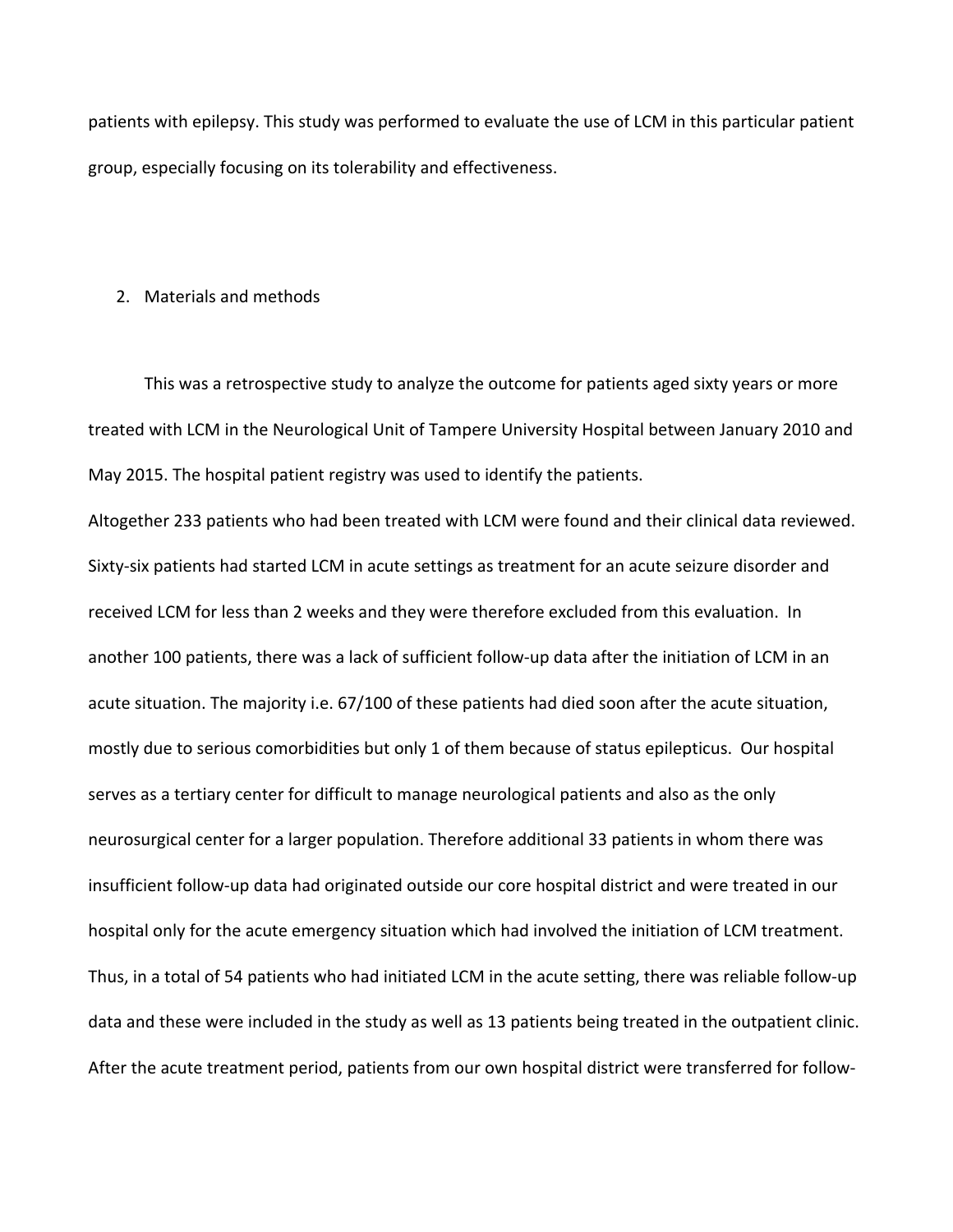patients with epilepsy. This study was performed to evaluate the use of LCM in this particular patient group, especially focusing on its tolerability and effectiveness.

## 2. Materials and methods

This was a retrospective study to analyze the outcome for patients aged sixty years or more treated with LCM in the Neurological Unit of Tampere University Hospital between January 2010 and May 2015. The hospital patient registry was used to identify the patients.

Altogether 233 patients who had been treated with LCM were found and their clinical data reviewed. Sixty-six patients had started LCM in acute settings as treatment for an acute seizure disorder and received LCM for less than 2 weeks and they were therefore excluded from this evaluation. In another 100 patients, there was a lack of sufficient follow-up data after the initiation of LCM in an acute situation. The majority i.e. 67/100 of these patients had died soon after the acute situation, mostly due to serious comorbidities but only 1 of them because of status epilepticus. Our hospital serves as a tertiary center for difficult to manage neurological patients and also as the only neurosurgical center for a larger population. Therefore additional 33 patients in whom there was insufficient follow-up data had originated outside our core hospital district and were treated in our hospital only for the acute emergency situation which had involved the initiation of LCM treatment. Thus, in a total of 54 patients who had initiated LCM in the acute setting, there was reliable follow-up data and these were included in the study as well as 13 patients being treated in the outpatient clinic. After the acute treatment period, patients from our own hospital district were transferred for follow-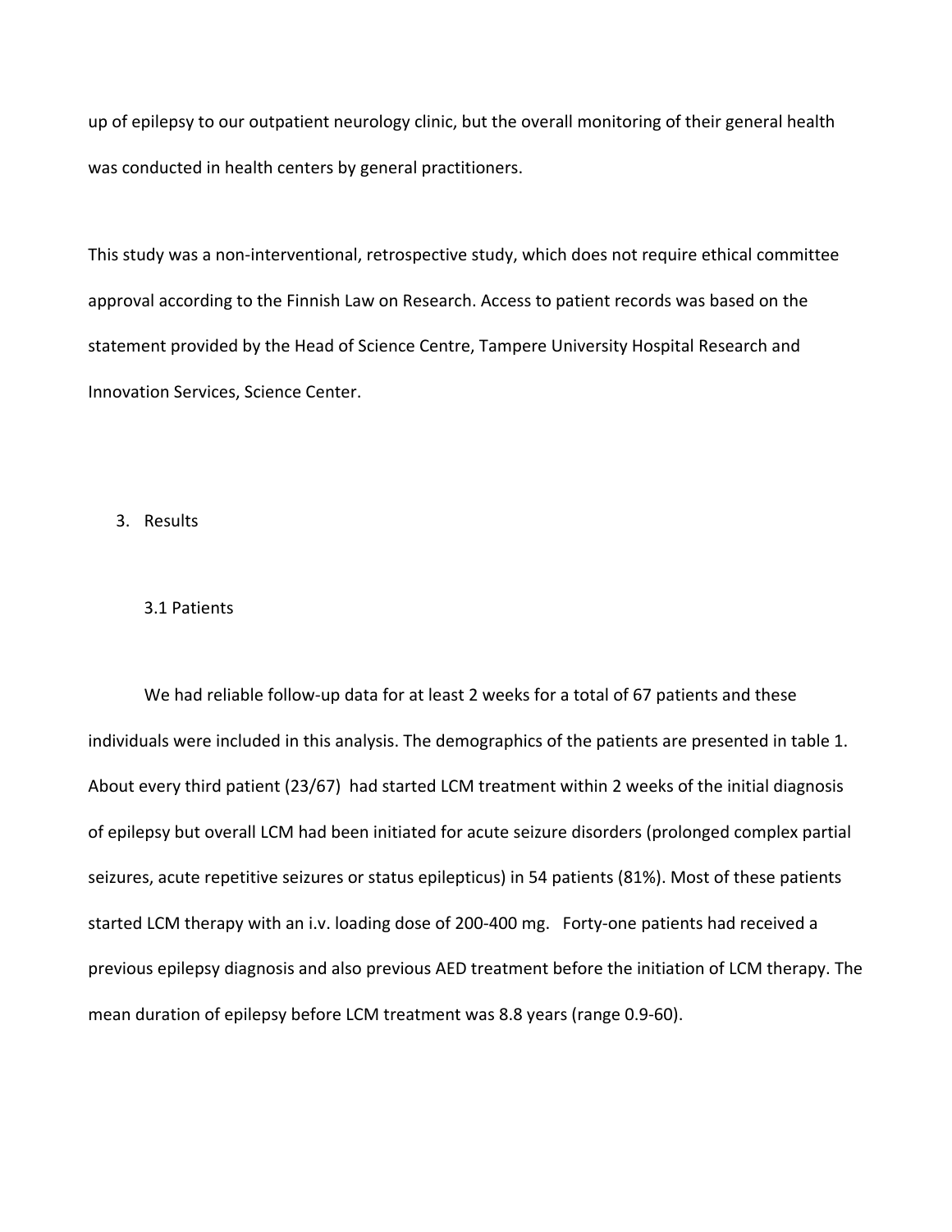up of epilepsy to our outpatient neurology clinic, but the overall monitoring of their general health was conducted in health centers by general practitioners.

This study was a non-interventional, retrospective study, which does not require ethical committee approval according to the Finnish Law on Research. Access to patient records was based on the statement provided by the Head of Science Centre, Tampere University Hospital Research and Innovation Services, Science Center.

## 3. Results

### 3.1 Patients

We had reliable follow-up data for at least 2 weeks for a total of 67 patients and these individuals were included in this analysis. The demographics of the patients are presented in table 1. About every third patient (23/67) had started LCM treatment within 2 weeks of the initial diagnosis of epilepsy but overall LCM had been initiated for acute seizure disorders (prolonged complex partial seizures, acute repetitive seizures or status epilepticus) in 54 patients (81%). Most of these patients started LCM therapy with an i.v. loading dose of 200-400 mg. Forty-one patients had received a previous epilepsy diagnosis and also previous AED treatment before the initiation of LCM therapy. The mean duration of epilepsy before LCM treatment was 8.8 years (range 0.9-60).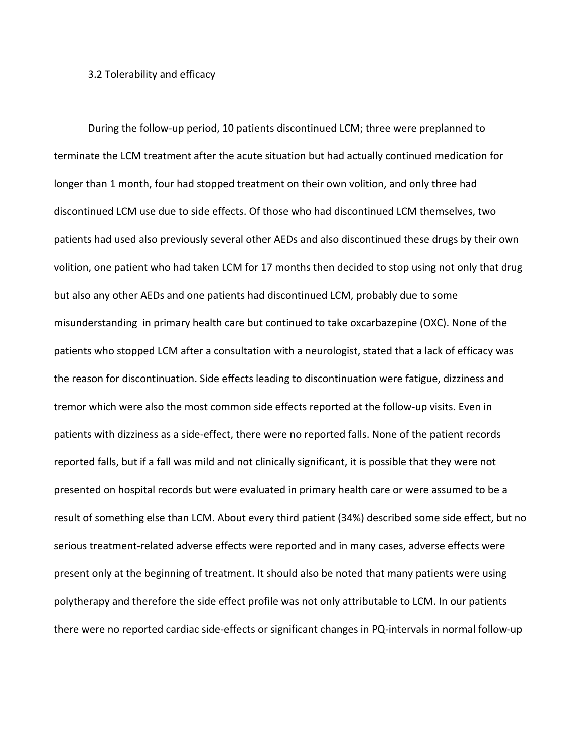### 3.2 Tolerability and efficacy

During the follow-up period, 10 patients discontinued LCM; three were preplanned to terminate the LCM treatment after the acute situation but had actually continued medication for longer than 1 month, four had stopped treatment on their own volition, and only three had discontinued LCM use due to side effects. Of those who had discontinued LCM themselves, two patients had used also previously several other AEDs and also discontinued these drugs by their own volition, one patient who had taken LCM for 17 months then decided to stop using not only that drug but also any other AEDs and one patients had discontinued LCM, probably due to some misunderstanding  in primary health care but continued to take oxcarbazepine (OXC). None of the patients who stopped LCM after a consultation with a neurologist, stated that a lack of efficacy was the reason for discontinuation. Side effects leading to discontinuation were fatigue, dizziness and tremor which were also the most common side effects reported at the follow-up visits. Even in patients with dizziness as a side-effect, there were no reported falls. None of the patient records reported falls, but if a fall was mild and not clinically significant, it is possible that they were not presented on hospital records but were evaluated in primary health care or were assumed to be a result of something else than LCM. About every third patient (34%) described some side effect, but no serious treatment-related adverse effects were reported and in many cases, adverse effects were present only at the beginning of treatment. It should also be noted that many patients were using polytherapy and therefore the side effect profile was not only attributable to LCM. In our patients there were no reported cardiac side-effects or significant changes in PQ-intervals in normal follow-up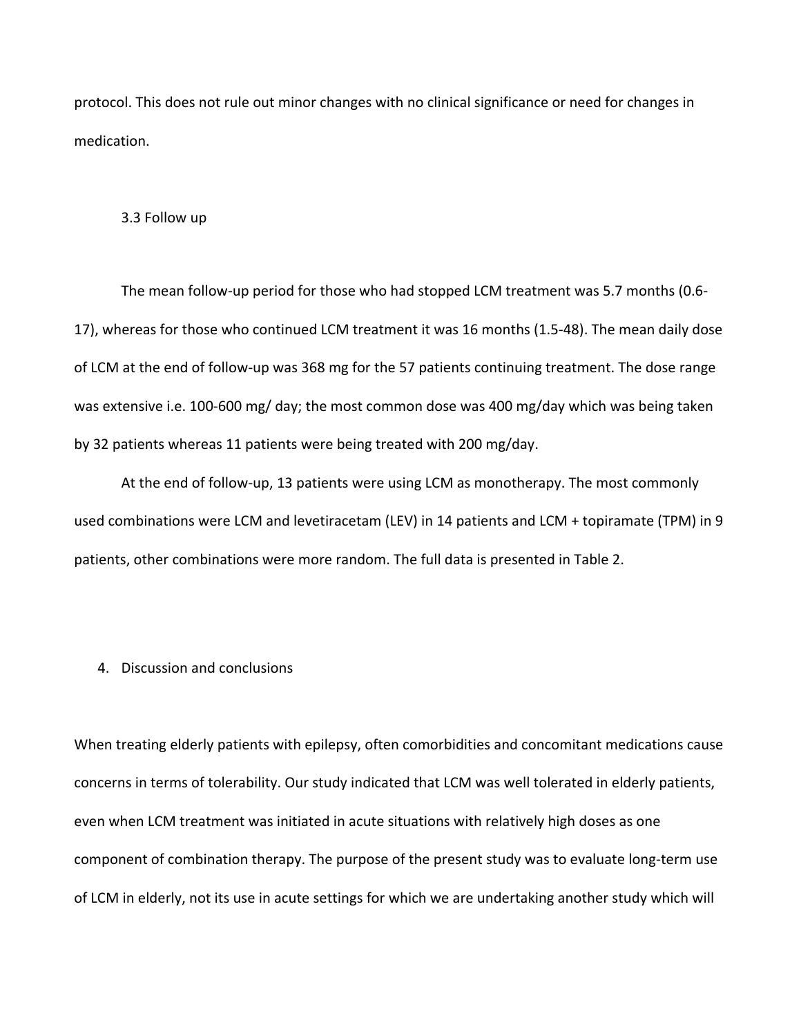protocol. This does not rule out minor changes with no clinical significance or need for changes in medication.

### 3.3 Follow up

The mean follow-up period for those who had stopped LCM treatment was 5.7 months (0.6-17), whereas for those who continued LCM treatment it was 16 months (1.5-48). The mean daily dose of LCM at the end of follow-up was 368 mg for the 57 patients continuing treatment. The dose range was extensive i.e. 100-600 mg/ day; the most common dose was 400 mg/day which was being taken by 32 patients whereas 11 patients were being treated with 200 mg/day.

At the end of follow-up, 13 patients were using LCM as monotherapy. The most commonly used combinations were LCM and levetiracetam (LEV) in 14 patients and LCM + topiramate (TPM) in 9 patients, other combinations were more random. The full data is presented in Table 2.

## 4. Discussion and conclusions

When treating elderly patients with epilepsy, often comorbidities and concomitant medications cause concerns in terms of tolerability. Our study indicated that LCM was well tolerated in elderly patients, even when LCM treatment was initiated in acute situations with relatively high doses as one component of combination therapy. The purpose of the present study was to evaluate long-term use of LCM in elderly, not its use in acute settings for which we are undertaking another study which will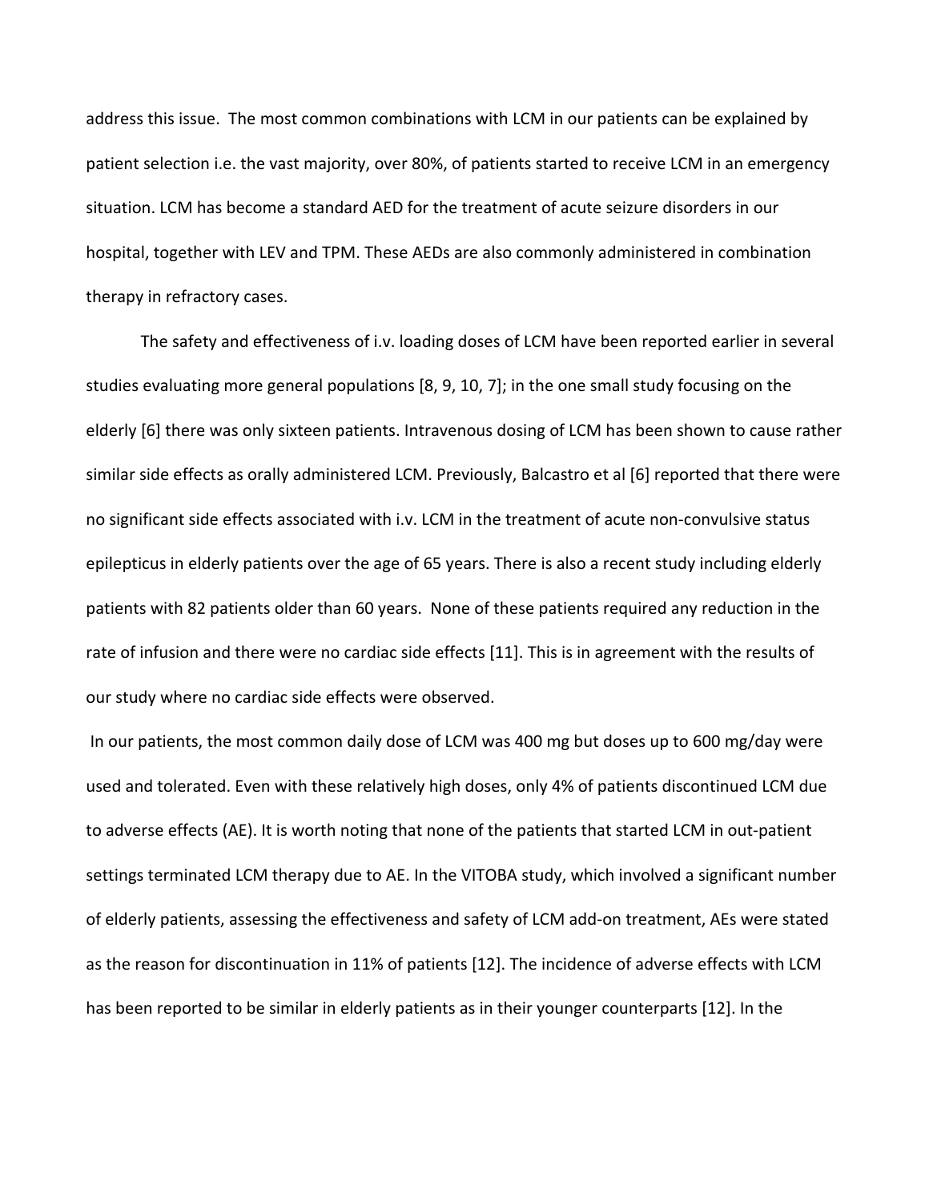address this issue. The most common combinations with LCM in our patients can be explained by patient selection i.e. the vast majority, over 80%, of patients started to receive LCM in an emergency situation. LCM has become a standard AED for the treatment of acute seizure disorders in our hospital, together with LEV and TPM. These AEDs are also commonly administered in combination therapy in refractory cases.

The safety and effectiveness of i.v. loading doses of LCM have been reported earlier in several studies evaluating more general populations [8, 9, 10, 7]; in the one small study focusing on the elderly [6] there was only sixteen patients. Intravenous dosing of LCM has been shown to cause rather similar side effects as orally administered LCM. Previously, Balcastro et al [6] reported that there were no significant side effects associated with i.v. LCM in the treatment of acute non-convulsive status epilepticus in elderly patients over the age of 65 years. There is also a recent study including elderly patients with 82 patients older than 60 years. None of these patients required any reduction in the rate of infusion and there were no cardiac side effects [11]. This is in agreement with the results of our study where no cardiac side effects were observed.

In our patients, the most common daily dose of LCM was 400 mg but doses up to 600 mg/day were used and tolerated. Even with these relatively high doses, only 4% of patients discontinued LCM due to adverse effects (AE). It is worth noting that none of the patients that started LCM in out-patient settings terminated LCM therapy due to AE. In the VITOBA study, which involved a significant number of elderly patients, assessing the effectiveness and safety of LCM add-on treatment, AEs were stated as the reason for discontinuation in 11% of patients [12]. The incidence of adverse effects with LCM has been reported to be similar in elderly patients as in their younger counterparts [12]. In the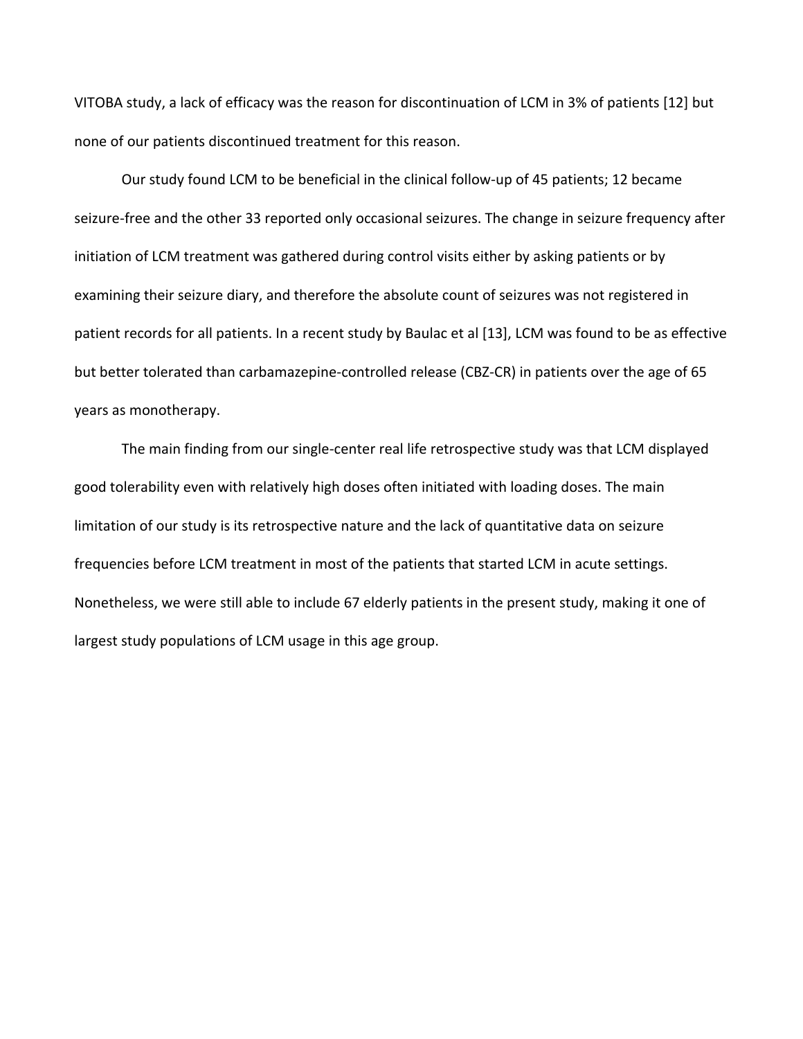VITOBA study, a lack of efficacy was the reason for discontinuation of LCM in 3% of patients [12] but none of our patients discontinued treatment for this reason.

Our study found LCM to be beneficial in the clinical follow-up of 45 patients; 12 became seizure-free and the other 33 reported only occasional seizures. The change in seizure frequency after initiation of LCM treatment was gathered during control visits either by asking patients or by examining their seizure diary, and therefore the absolute count of seizures was not registered in patient records for all patients. In a recent study by Baulac et al [13], LCM was found to be as effective but better tolerated than carbamazepine-controlled release (CBZ-CR) in patients over the age of 65 years as monotherapy.

The main finding from our single-center real life retrospective study was that LCM displayed good tolerability even with relatively high doses often initiated with loading doses. The main limitation of our study is its retrospective nature and the lack of quantitative data on seizure frequencies before LCM treatment in most of the patients that started LCM in acute settings. Nonetheless, we were still able to include 67 elderly patients in the present study, making it one of largest study populations of LCM usage in this age group.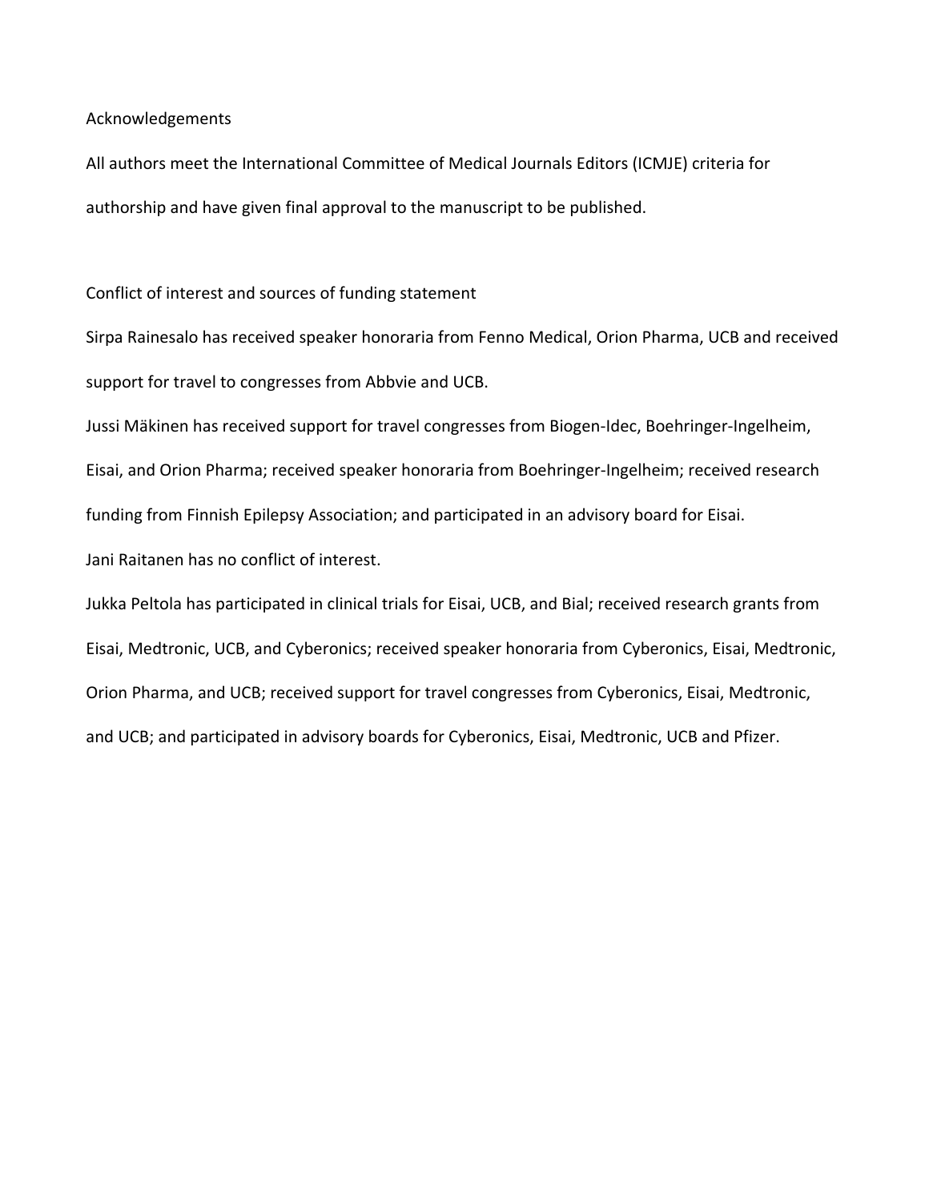## Acknowledgements

All authors meet the International Committee of Medical Journals Editors (ICMJE) criteria for authorship and have given final approval to the manuscript to be published.

## Conflict of interest and sources of funding statement

Sirpa Rainesalo has received speaker honoraria from Fenno Medical, Orion Pharma, UCB and received support for travel to congresses from Abbvie and UCB.

Jussi Mäkinen has received support for travel congresses from Biogen-Idec, Boehringer-Ingelheim, Eisai, and Orion Pharma; received speaker honoraria from Boehringer-Ingelheim; received research funding from Finnish Epilepsy Association; and participated in an advisory board for Eisai.

Jani Raitanen has no conflict of interest.

Jukka Peltola has participated in clinical trials for Eisai, UCB, and Bial; received research grants from Eisai, Medtronic, UCB, and Cyberonics; received speaker honoraria from Cyberonics, Eisai, Medtronic, Orion Pharma, and UCB; received support for travel congresses from Cyberonics, Eisai, Medtronic, and UCB; and participated in advisory boards for Cyberonics, Eisai, Medtronic, UCB and Pfizer.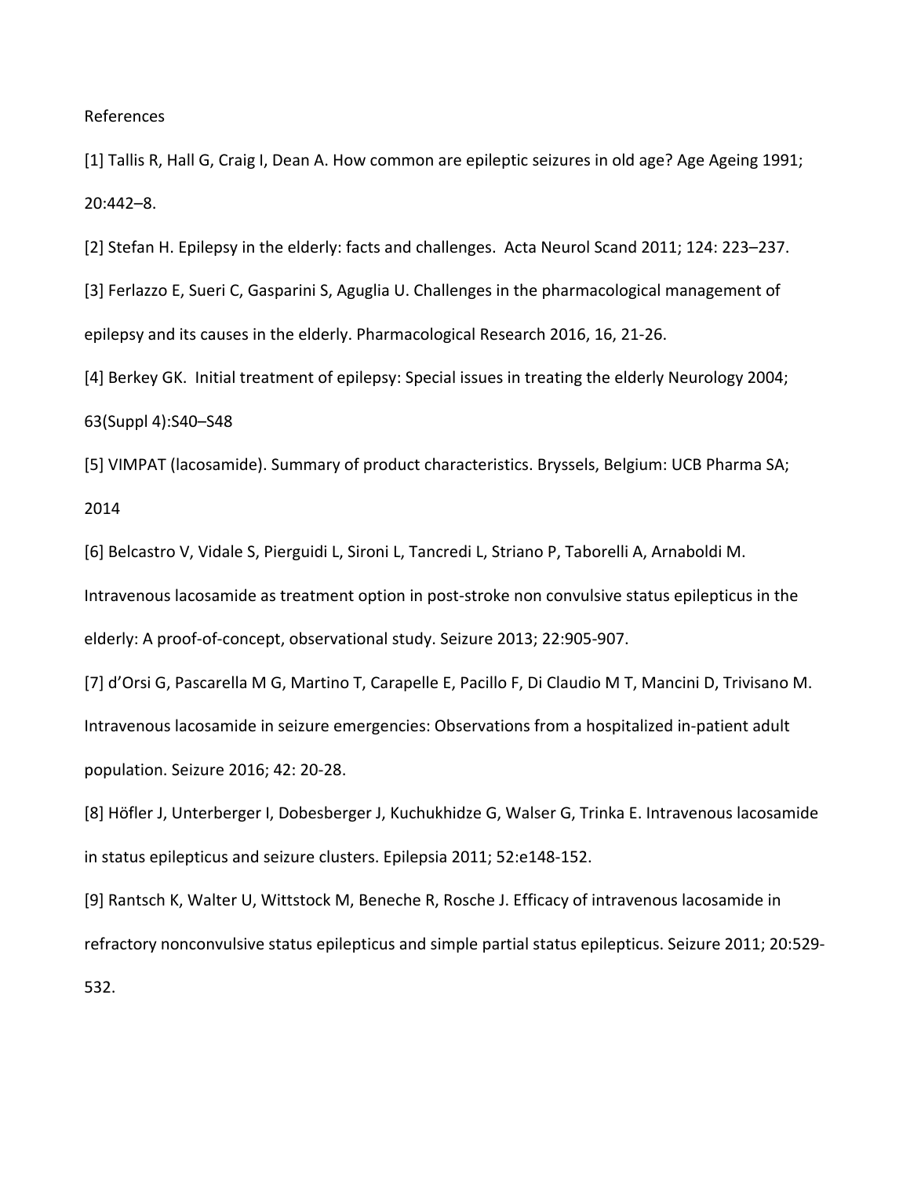References

[1] Tallis R, Hall G, Craig I, Dean A. How common are epileptic seizures in old age? Age Ageing 1991; 20:442–8.

[2] Stefan H. Epilepsy in the elderly: facts and challenges. Acta Neurol Scand 2011; 124: 223–237.

[3] Ferlazzo E, Sueri C, Gasparini S, Aguglia U. Challenges in the pharmacological management of epilepsy and its causes in the elderly. Pharmacological Research 2016, 16, 21-26.

[4] Berkey GK. Initial treatment of epilepsy: Special issues in treating the elderly Neurology 2004; 63(Suppl 4):S40–S48

[5] VIMPAT (lacosamide). Summary of product characteristics. Bryssels, Belgium: UCB Pharma SA; 2014

[6] Belcastro V, Vidale S, Pierguidi L, Sironi L, Tancredi L, Striano P, Taborelli A, Arnaboldi M. Intravenous lacosamide as treatment option in post-stroke non convulsive status epilepticus in the elderly: A proof-of-concept, observational study. Seizure 2013; 22:905-907.

[7] d'Orsi G, Pascarella M G, Martino T, Carapelle E, Pacillo F, Di Claudio M T, Mancini D, Trivisano M. Intravenous lacosamide in seizure emergencies: Observations from a hospitalized in-patient adult population. Seizure 2016; 42: 20-28.

[8] Höfler J, Unterberger I, Dobesberger J, Kuchukhidze G, Walser G, Trinka E. Intravenous lacosamide in status epilepticus and seizure clusters. Epilepsia 2011; 52:e148-152.

[9] Rantsch K, Walter U, Wittstock M, Beneche R, Rosche J. Efficacy of intravenous lacosamide in refractory nonconvulsive status epilepticus and simple partial status epilepticus. Seizure 2011; 20:529-532.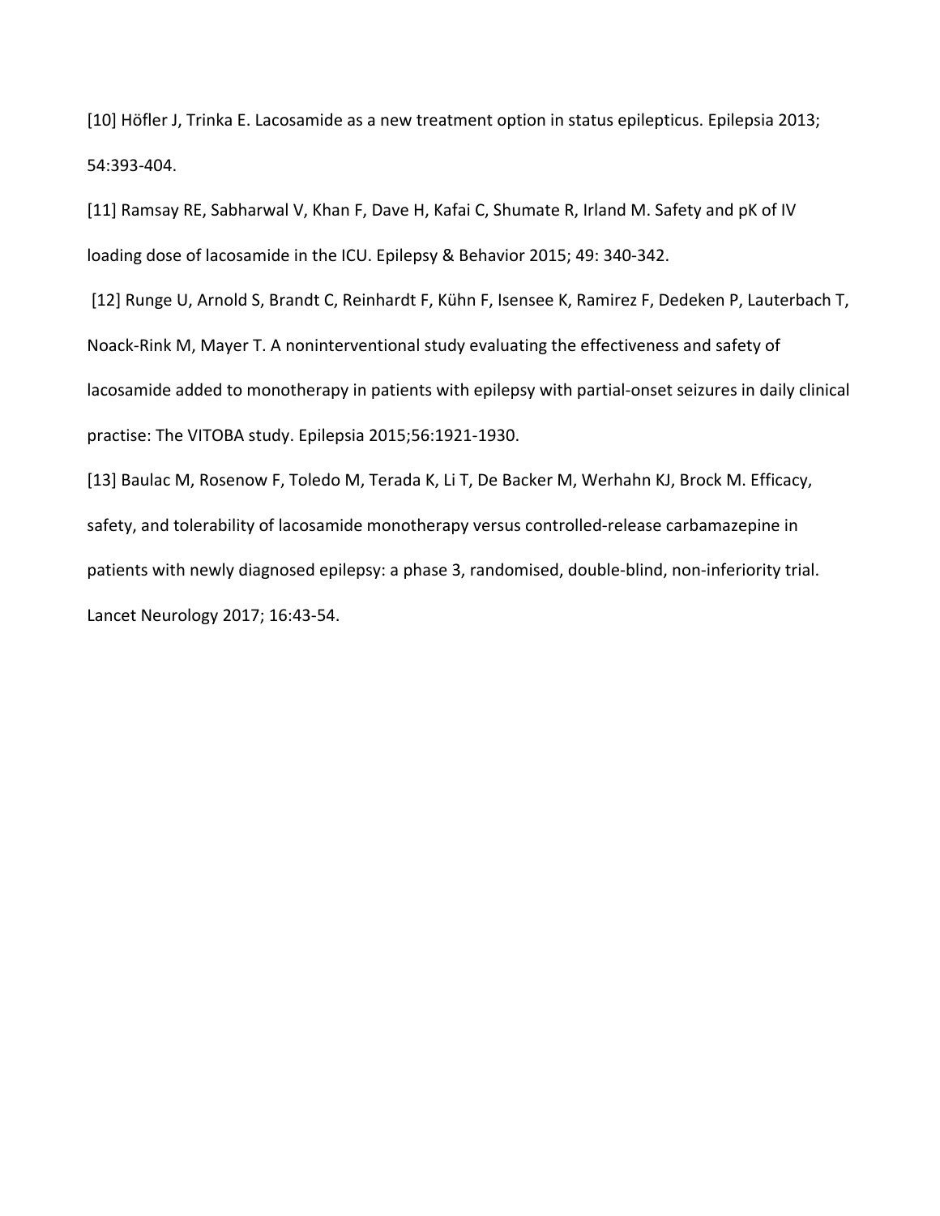[10] Höfler J, Trinka E. Lacosamide as a new treatment option in status epilepticus. Epilepsia 2013; 54:393-404.

[11] Ramsay RE, Sabharwal V, Khan F, Dave H, Kafai C, Shumate R, Irland M. Safety and pK of IV loading dose of lacosamide in the ICU. Epilepsy & Behavior 2015; 49: 340-342.

[12] Runge U, Arnold S, Brandt C, Reinhardt F, Kühn F, Isensee K, Ramirez F, Dedeken P, Lauterbach T, Noack-Rink M, Mayer T. A noninterventional study evaluating the effectiveness and safety of lacosamide added to monotherapy in patients with epilepsy with partial-onset seizures in daily clinical practise: The VITOBA study. Epilepsia 2015;56:1921-1930.

[13] Baulac M, Rosenow F, Toledo M, Terada K, Li T, De Backer M, Werhahn KJ, Brock M. Efficacy, safety, and tolerability of lacosamide monotherapy versus controlled-release carbamazepine in patients with newly diagnosed epilepsy: a phase 3, randomised, double-blind, non-inferiority trial. Lancet Neurology 2017; 16:43-54.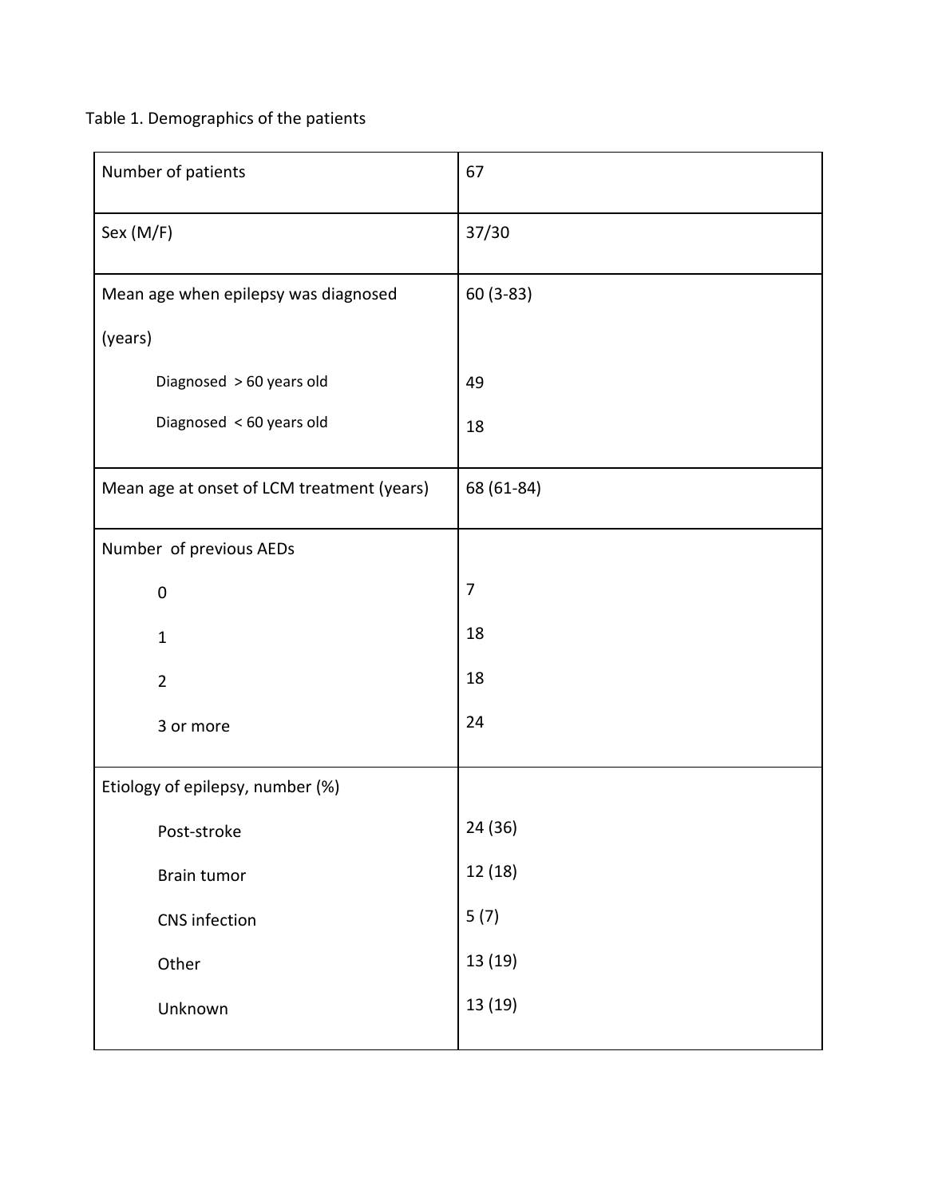Table 1. Demographics of the patients

| | |
|---|---|
| Number of patients | 67 |
| Sex (M/F) | 37/30 |
| Mean age when epilepsy was diagnosed (years) | 60 (3-83) |
| Diagnosed > 60 years old | 49 |
| Diagnosed < 60 years old | 18 |
| Mean age at onset of LCM treatment (years) | 68 (61-84) |
| Number of previous AEDs | |
| 0 | 7 |
| 1 | 18 |
| 2 | 18 |
| 3 or more | 24 |
| Etiology of epilepsy, number (%) | |
| Post-stroke | 24 (36) |
| Brain tumor | 12 (18) |
| CNS infection | 5 (7) |
| Other | 13 (19) |
| Unknown | 13 (19) |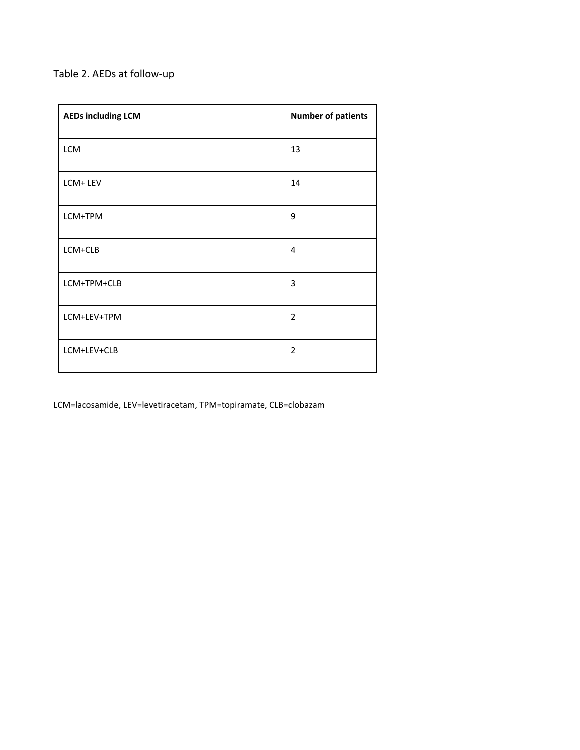Table 2. AEDs at follow-up

| **AEDs including LCM** | **Number of patients** |
|---|---|
| LCM | 13 |
| LCM+ LEV | 14 |
| LCM+TPM | 9 |
| LCM+CLB | 4 |
| LCM+TPM+CLB | 3 |
| LCM+LEV+TPM | 2 |
| LCM+LEV+CLB | 2 |

LCM=lacosamide, LEV=levetiracetam, TPM=topiramate, CLB=clobazam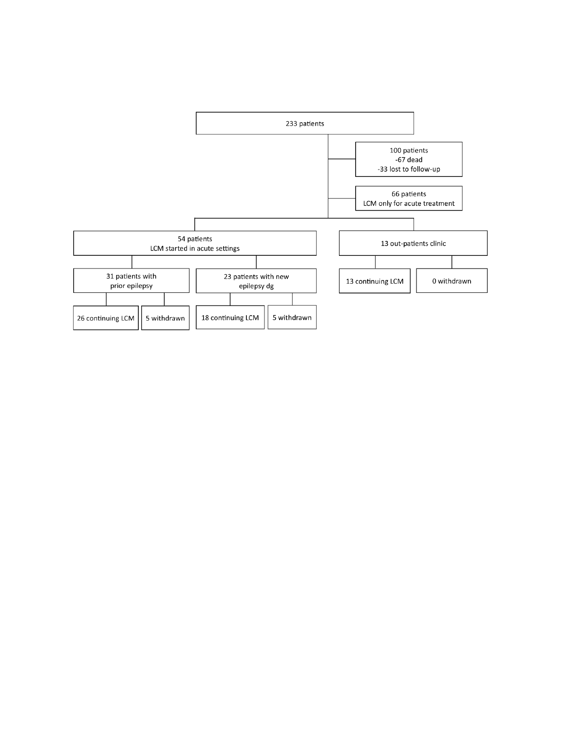233 patients

100 patients
-67 dead
-33 lost to follow-up

66 patients
LCM only for acute treatment

54 patients
LCM started in acute settings

13 out-patients clinic

31 patients with
prior epilepsy

23 patients with new
epilepsy dg

13 continuing LCM

0 withdrawn

26 continuing LCM

5 withdrawn

18 continuing LCM

5 withdrawn